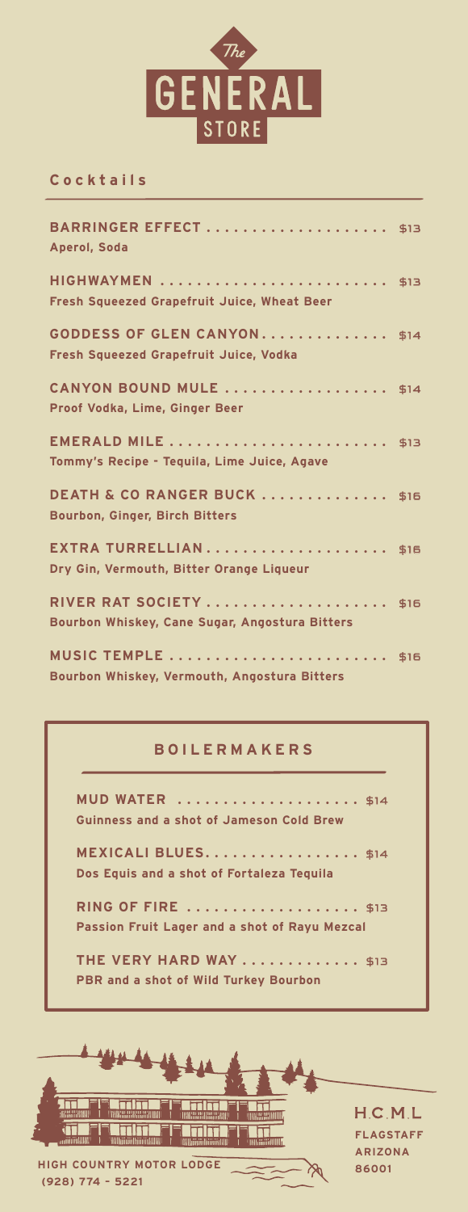# The GENERAL STORE

## Cocktails

**BARRINGER EFFECT** .................... $13
Aperol, Soda

**HIGHWAYMEN** ......................... $13
Fresh Squeezed Grapefruit Juice, Wheat Beer

**GODDESS OF GLEN CANYON** .............. $14
Fresh Squeezed Grapefruit Juice, Vodka

**CANYON BOUND MULE** .................. $14
Proof Vodka, Lime, Ginger Beer

**EMERALD MILE** ........................ $13
Tommy's Recipe - Tequila, Lime Juice, Agave

**DEATH & CO RANGER BUCK** .............. $16
Bourbon, Ginger, Birch Bitters

**EXTRA TURRELLIAN** .................... $16
Dry Gin, Vermouth, Bitter Orange Liqueur

**RIVER RAT SOCIETY** .................... $16
Bourbon Whiskey, Cane Sugar, Angostura Bitters

**MUSIC TEMPLE** ........................ $16
Bourbon Whiskey, Vermouth, Angostura Bitters

## BOILERMAKERS

**MUD WATER** .................... $14
Guinness and a shot of Jameson Cold Brew

**MEXICALI BLUES** ................. $14
Dos Equis and a shot of Fortaleza Tequila

**RING OF FIRE** ................... $13
Passion Fruit Lager and a shot of Rayu Mezcal

**THE VERY HARD WAY** ............. $13
PBR and a shot of Wild Turkey Bourbon

HIGH COUNTRY MOTOR LODGE
(928) 774 - 5221

H.C.M.L
FLAGSTAFF
ARIZONA
86001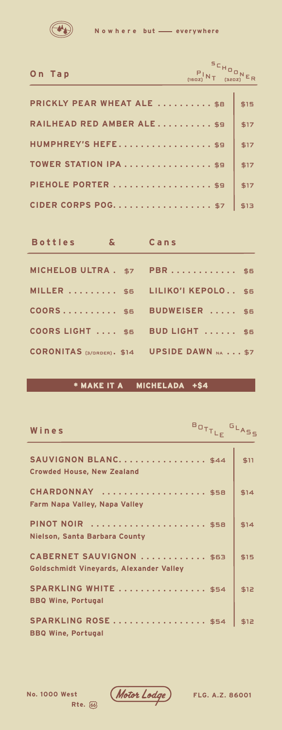Nowhere but —— everywhere

## On Tap

| | Pint (16oz) | Schooner (32oz) |
|---|---|---|
| PRICKLY PEAR WHEAT ALE | $8 | $15 |
| RAILHEAD RED AMBER ALE | $9 | $17 |
| HUMPHREY'S HEFE | $9 | $17 |
| TOWER STATION IPA | $9 | $17 |
| PIEHOLE PORTER | $9 | $17 |
| CIDER CORPS POG | $7 | $13 |

## Bottles & Cans

| | | | |
|---|---|---|---|
| MICHELOB ULTRA | $7 | PBR | $6 |
| MILLER | $6 | LILIKO'I KEPOLO | $6 |
| COORS | $6 | BUDWEISER | $6 |
| COORS LIGHT | $6 | BUD LIGHT | $6 |
| CORONITAS (3/ORDER) | $14 | UPSIDE DAWN NA | $7 |

* MAKE IT A MICHELADA +$4

## Wines

| | Bottle | Glass |
|---|---|---|
| **SAUVIGNON BLANC**<br>Crowded House, New Zealand | $44 | $11 |
| **CHARDONNAY**<br>Farm Napa Valley, Napa Valley | $58 | $14 |
| **PINOT NOIR**<br>Nielson, Santa Barbara County | $58 | $14 |
| **CABERNET SAUVIGNON**<br>Goldschmidt Vineyards, Alexander Valley | $63 | $15 |
| **SPARKLING WHITE**<br>BBQ Wine, Portugal | $54 | $12 |
| **SPARKLING ROSE**<br>BBQ Wine, Portugal | $54 | $12 |

No. 1000 West Rte. 66 Motor Lodge FLG. A.Z. 86001